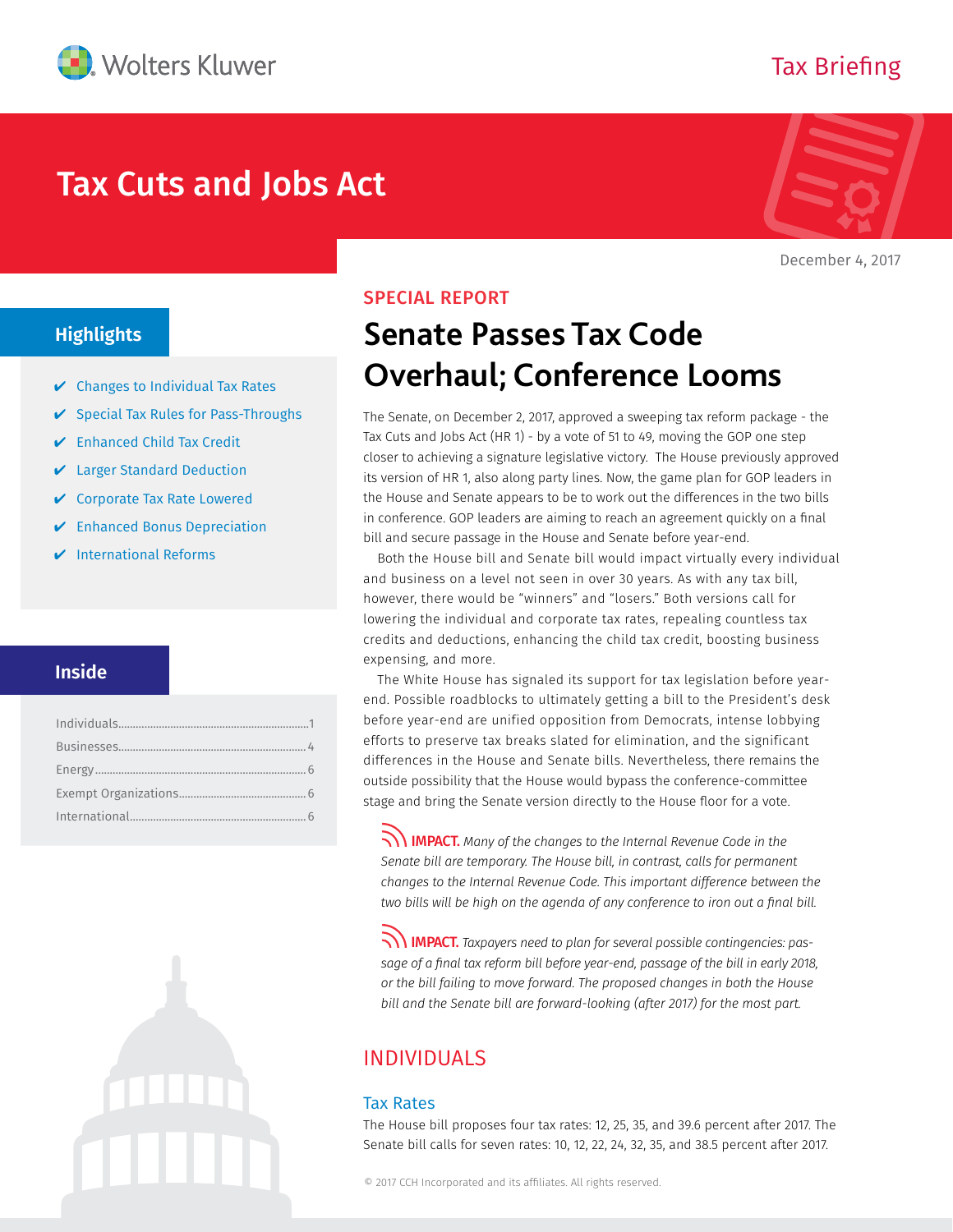Wolters Kluwer

Tax Briefing

# Tax Cuts and Jobs Act

December 4, 2017

## Highlights

- ✔ Changes to Individual Tax Rates
- ✔ Special Tax Rules for Pass-Throughs
- ✔ Enhanced Child Tax Credit
- ✔ Larger Standard Deduction
- ✔ Corporate Tax Rate Lowered
- ✔ Enhanced Bonus Depreciation
- ✔ International Reforms

## Inside

| | |
|---|---|
| Individuals | 1 |
| Businesses | 4 |
| Energy | 6 |
| Exempt Organizations | 6 |
| International | 6 |

SPECIAL REPORT

# Senate Passes Tax Code Overhaul; Conference Looms

The Senate, on December 2, 2017, approved a sweeping tax reform package - the Tax Cuts and Jobs Act (HR 1) - by a vote of 51 to 49, moving the GOP one step closer to achieving a signature legislative victory. The House previously approved its version of HR 1, also along party lines. Now, the game plan for GOP leaders in the House and Senate appears to be to work out the differences in the two bills in conference. GOP leaders are aiming to reach an agreement quickly on a final bill and secure passage in the House and Senate before year-end.

Both the House bill and Senate bill would impact virtually every individual and business on a level not seen in over 30 years. As with any tax bill, however, there would be "winners" and "losers." Both versions call for lowering the individual and corporate tax rates, repealing countless tax credits and deductions, enhancing the child tax credit, boosting business expensing, and more.

The White House has signaled its support for tax legislation before year-end. Possible roadblocks to ultimately getting a bill to the President's desk before year-end are unified opposition from Democrats, intense lobbying efforts to preserve tax breaks slated for elimination, and the significant differences in the House and Senate bills. Nevertheless, there remains the outside possibility that the House would bypass the conference-committee stage and bring the Senate version directly to the House floor for a vote.

> **IMPACT.** *Many of the changes to the Internal Revenue Code in the Senate bill are temporary. The House bill, in contrast, calls for permanent changes to the Internal Revenue Code. This important difference between the two bills will be high on the agenda of any conference to iron out a final bill.*

> **IMPACT.** *Taxpayers need to plan for several possible contingencies: passage of a final tax reform bill before year-end, passage of the bill in early 2018, or the bill failing to move forward. The proposed changes in both the House bill and the Senate bill are forward-looking (after 2017) for the most part.*

## INDIVIDUALS

### Tax Rates

The House bill proposes four tax rates: 12, 25, 35, and 39.6 percent after 2017. The Senate bill calls for seven rates: 10, 12, 22, 24, 32, 35, and 38.5 percent after 2017.

© 2017 CCH Incorporated and its affiliates. All rights reserved.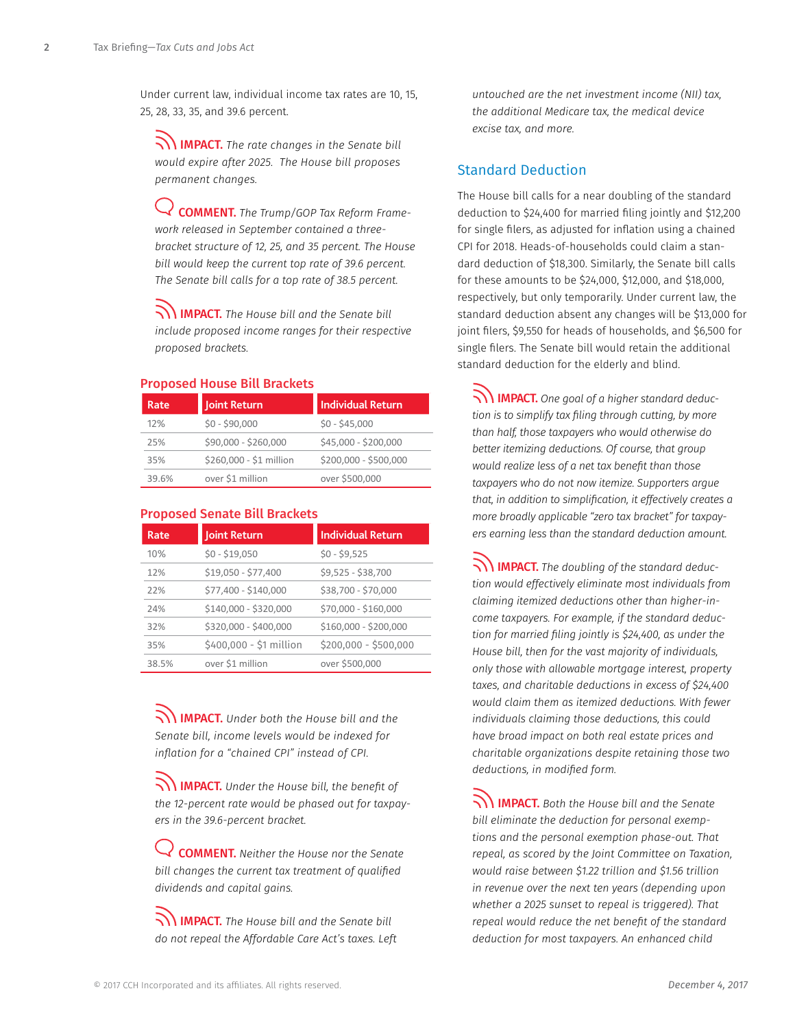Under current law, individual income tax rates are 10, 15, 25, 28, 33, 35, and 39.6 percent.

**IMPACT.** *The rate changes in the Senate bill would expire after 2025. The House bill proposes permanent changes.*

**COMMENT.** *The Trump/GOP Tax Reform Framework released in September contained a three-bracket structure of 12, 25, and 35 percent. The House bill would keep the current top rate of 39.6 percent. The Senate bill calls for a top rate of 38.5 percent.*

**IMPACT.** *The House bill and the Senate bill include proposed income ranges for their respective proposed brackets.*

### Proposed House Bill Brackets

| Rate | Joint Return | Individual Return |
|---|---|---|
| 12% | $0 - $90,000 | $0 - $45,000 |
| 25% | $90,000 - $260,000 | $45,000 - $200,000 |
| 35% | $260,000 - $1 million | $200,000 - $500,000 |
| 39.6% | over $1 million | over $500,000 |

### Proposed Senate Bill Brackets

| Rate | Joint Return | Individual Return |
|---|---|---|
| 10% | $0 - $19,050 | $0 - $9,525 |
| 12% | $19,050 - $77,400 | $9,525 - $38,700 |
| 22% | $77,400 - $140,000 | $38,700 - $70,000 |
| 24% | $140,000 - $320,000 | $70,000 - $160,000 |
| 32% | $320,000 - $400,000 | $160,000 - $200,000 |
| 35% | $400,000 - $1 million | $200,000 - $500,000 |
| 38.5% | over $1 million | over $500,000 |

**IMPACT.** *Under both the House bill and the Senate bill, income levels would be indexed for inflation for a "chained CPI" instead of CPI.*

**IMPACT.** *Under the House bill, the benefit of the 12-percent rate would be phased out for taxpayers in the 39.6-percent bracket.*

**COMMENT.** *Neither the House nor the Senate bill changes the current tax treatment of qualified dividends and capital gains.*

**IMPACT.** *The House bill and the Senate bill do not repeal the Affordable Care Act's taxes. Left untouched are the net investment income (NII) tax, the additional Medicare tax, the medical device excise tax, and more.*

## Standard Deduction

The House bill calls for a near doubling of the standard deduction to $24,400 for married filing jointly and $12,200 for single filers, as adjusted for inflation using a chained CPI for 2018. Heads-of-households could claim a standard deduction of $18,300. Similarly, the Senate bill calls for these amounts to be $24,000, $12,000, and $18,000, respectively, but only temporarily. Under current law, the standard deduction absent any changes will be $13,000 for joint filers, $9,550 for heads of households, and $6,500 for single filers. The Senate bill would retain the additional standard deduction for the elderly and blind.

**IMPACT.** *One goal of a higher standard deduction is to simplify tax filing through cutting, by more than half, those taxpayers who would otherwise do better itemizing deductions. Of course, that group would realize less of a net tax benefit than those taxpayers who do not now itemize. Supporters argue that, in addition to simplification, it effectively creates a more broadly applicable "zero tax bracket" for taxpayers earning less than the standard deduction amount.*

**IMPACT.** *The doubling of the standard deduction would effectively eliminate most individuals from claiming itemized deductions other than higher-income taxpayers. For example, if the standard deduction for married filing jointly is $24,400, as under the House bill, then for the vast majority of individuals, only those with allowable mortgage interest, property taxes, and charitable deductions in excess of $24,400 would claim them as itemized deductions. With fewer individuals claiming those deductions, this could have broad impact on both real estate prices and charitable organizations despite retaining those two deductions, in modified form.*

**IMPACT.** *Both the House bill and the Senate bill eliminate the deduction for personal exemptions and the personal exemption phase-out. That repeal, as scored by the Joint Committee on Taxation, would raise between $1.22 trillion and $1.56 trillion in revenue over the next ten years (depending upon whether a 2025 sunset to repeal is triggered). That repeal would reduce the net benefit of the standard deduction for most taxpayers. An enhanced child*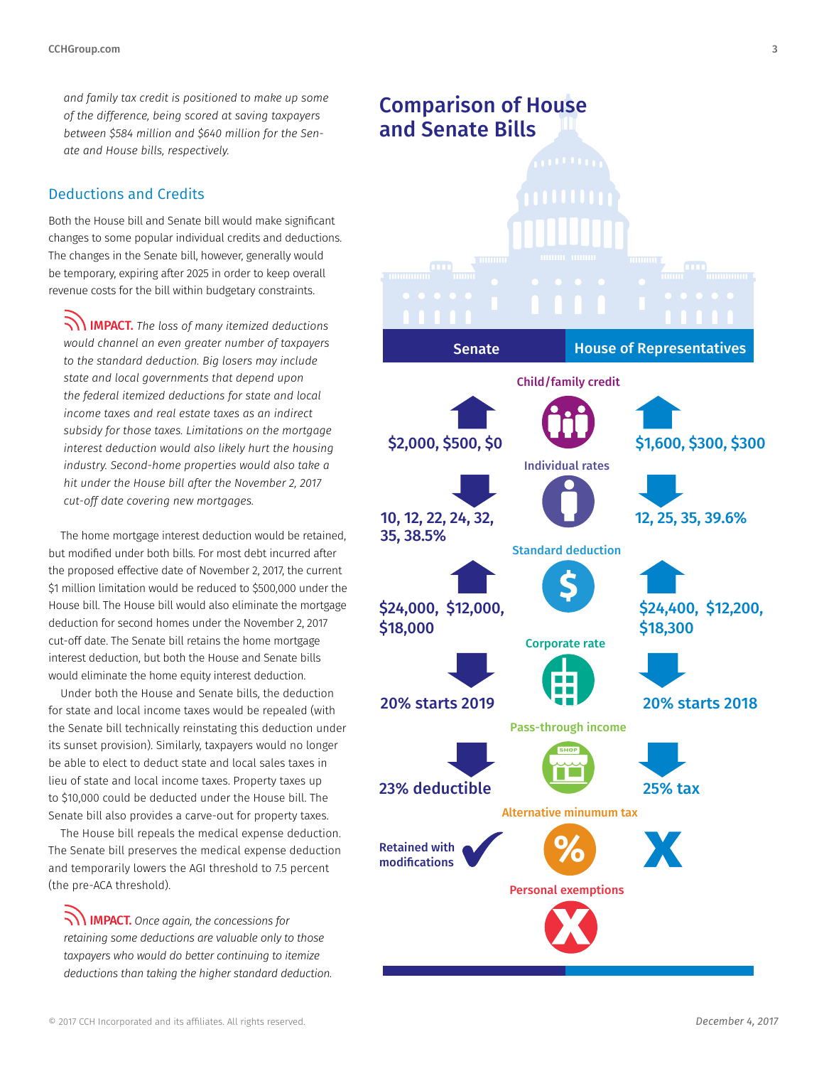*and family tax credit is positioned to make up some of the difference, being scored at saving taxpayers between $584 million and $640 million for the Senate and House bills, respectively.*

## Deductions and Credits

Both the House bill and Senate bill would make significant changes to some popular individual credits and deductions. The changes in the Senate bill, however, generally would be temporary, expiring after 2025 in order to keep overall revenue costs for the bill within budgetary constraints.

> **IMPACT.** *The loss of many itemized deductions would channel an even greater number of taxpayers to the standard deduction. Big losers may include state and local governments that depend upon the federal itemized deductions for state and local income taxes and real estate taxes as an indirect subsidy for those taxes. Limitations on the mortgage interest deduction would also likely hurt the housing industry. Second-home properties would also take a hit under the House bill after the November 2, 2017 cut-off date covering new mortgages.*

The home mortgage interest deduction would be retained, but modified under both bills. For most debt incurred after the proposed effective date of November 2, 2017, the current $1 million limitation would be reduced to $500,000 under the House bill. The House bill would also eliminate the mortgage deduction for second homes under the November 2, 2017 cut-off date. The Senate bill retains the home mortgage interest deduction, but both the House and Senate bills would eliminate the home equity interest deduction.

Under both the House and Senate bills, the deduction for state and local income taxes would be repealed (with the Senate bill technically reinstating this deduction under its sunset provision). Similarly, taxpayers would no longer be able to elect to deduct state and local sales taxes in lieu of state and local income taxes. Property taxes up to $10,000 could be deducted under the House bill. The Senate bill also provides a carve-out for property taxes.

The House bill repeals the medical expense deduction. The Senate bill preserves the medical expense deduction and temporarily lowers the AGI threshold to 7.5 percent (the pre-ACA threshold).

> **IMPACT.** *Once again, the concessions for retaining some deductions are valuable only to those taxpayers who would do better continuing to itemize deductions than taking the higher standard deduction.*

## Comparison of House and Senate Bills

| | Senate | House of Representatives |
|---|---|---|
| Child/family credit | $2,000, $500, $0 | $1,600, $300, $300 |
| Individual rates | 10, 12, 22, 24, 32, 35, 38.5% | 12, 25, 35, 39.6% |
| Standard deduction | $24,000, $12,000, $18,000 | $24,400, $12,200, $18,300 |
| Corporate rate | 20% starts 2019 | 20% starts 2018 |
| Pass-through income | 23% deductible | 25% tax |
| Alternative minumum tax | Retained with modifications | X |
| Personal exemptions | X | X |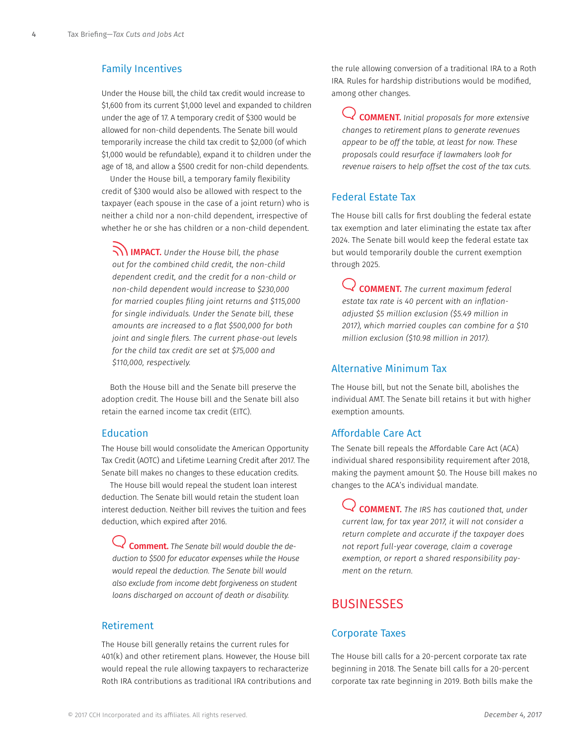## Family Incentives

Under the House bill, the child tax credit would increase to $1,600 from its current $1,000 level and expanded to children under the age of 17. A temporary credit of $300 would be allowed for non-child dependents. The Senate bill would temporarily increase the child tax credit to $2,000 (of which $1,000 would be refundable), expand it to children under the age of 18, and allow a $500 credit for non-child dependents.

Under the House bill, a temporary family flexibility credit of $300 would also be allowed with respect to the taxpayer (each spouse in the case of a joint return) who is neither a child nor a non-child dependent, irrespective of whether he or she has children or a non-child dependent.

> **IMPACT.** *Under the House bill, the phase out for the combined child credit, the non-child dependent credit, and the credit for a non-child or non-child dependent would increase to $230,000 for married couples filing joint returns and $115,000 for single individuals. Under the Senate bill, these amounts are increased to a flat $500,000 for both joint and single filers. The current phase-out levels for the child tax credit are set at $75,000 and $110,000, respectively.*

Both the House bill and the Senate bill preserve the adoption credit. The House bill and the Senate bill also retain the earned income tax credit (EITC).

## Education

The House bill would consolidate the American Opportunity Tax Credit (AOTC) and Lifetime Learning Credit after 2017. The Senate bill makes no changes to these education credits.

The House bill would repeal the student loan interest deduction. The Senate bill would retain the student loan interest deduction. Neither bill revives the tuition and fees deduction, which expired after 2016.

> **Comment.** *The Senate bill would double the deduction to $500 for educator expenses while the House would repeal the deduction. The Senate bill would also exclude from income debt forgiveness on student loans discharged on account of death or disability.*

## Retirement

The House bill generally retains the current rules for 401(k) and other retirement plans. However, the House bill would repeal the rule allowing taxpayers to recharacterize Roth IRA contributions as traditional IRA contributions and the rule allowing conversion of a traditional IRA to a Roth IRA. Rules for hardship distributions would be modified, among other changes.

> **COMMENT.** *Initial proposals for more extensive changes to retirement plans to generate revenues appear to be off the table, at least for now. These proposals could resurface if lawmakers look for revenue raisers to help offset the cost of the tax cuts.*

## Federal Estate Tax

The House bill calls for first doubling the federal estate tax exemption and later eliminating the estate tax after 2024. The Senate bill would keep the federal estate tax but would temporarily double the current exemption through 2025.

> **COMMENT.** *The current maximum federal estate tax rate is 40 percent with an inflation-adjusted $5 million exclusion ($5.49 million in 2017), which married couples can combine for a $10 million exclusion ($10.98 million in 2017).*

## Alternative Minimum Tax

The House bill, but not the Senate bill, abolishes the individual AMT. The Senate bill retains it but with higher exemption amounts.

## Affordable Care Act

The Senate bill repeals the Affordable Care Act (ACA) individual shared responsibility requirement after 2018, making the payment amount $0. The House bill makes no changes to the ACA's individual mandate.

> **COMMENT.** *The IRS has cautioned that, under current law, for tax year 2017, it will not consider a return complete and accurate if the taxpayer does not report full-year coverage, claim a coverage exemption, or report a shared responsibility payment on the return.*

# BUSINESSES

## Corporate Taxes

The House bill calls for a 20-percent corporate tax rate beginning in 2018. The Senate bill calls for a 20-percent corporate tax rate beginning in 2019. Both bills make the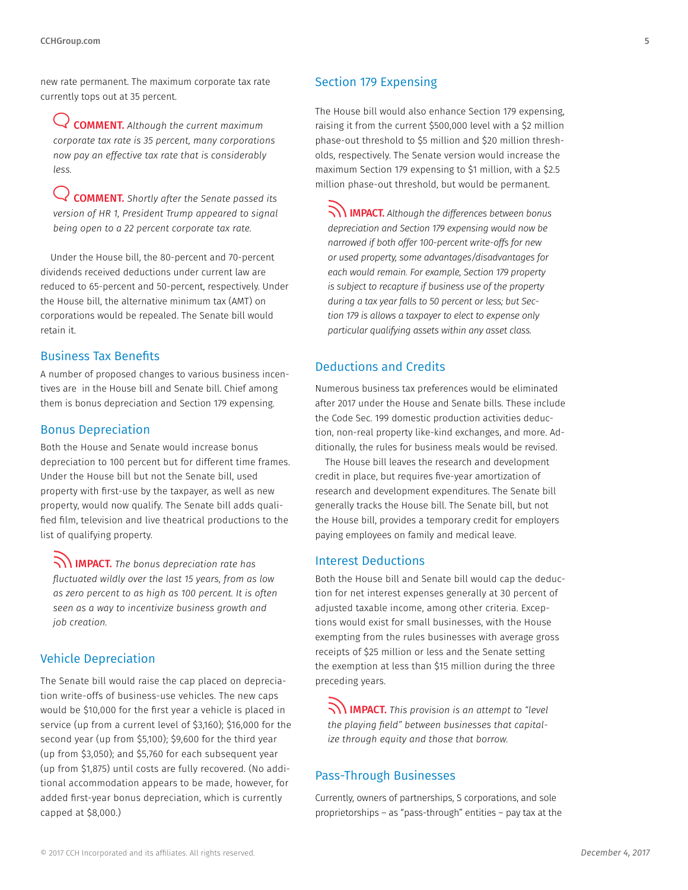new rate permanent. The maximum corporate tax rate currently tops out at 35 percent.

> **COMMENT.** *Although the current maximum corporate tax rate is 35 percent, many corporations now pay an effective tax rate that is considerably less.*

> **COMMENT.** *Shortly after the Senate passed its version of HR 1, President Trump appeared to signal being open to a 22 percent corporate tax rate.*

Under the House bill, the 80-percent and 70-percent dividends received deductions under current law are reduced to 65-percent and 50-percent, respectively. Under the House bill, the alternative minimum tax (AMT) on corporations would be repealed. The Senate bill would retain it.

## Business Tax Benefits

A number of proposed changes to various business incentives are in the House bill and Senate bill. Chief among them is bonus depreciation and Section 179 expensing.

## Bonus Depreciation

Both the House and Senate would increase bonus depreciation to 100 percent but for different time frames. Under the House bill but not the Senate bill, used property with first-use by the taxpayer, as well as new property, would now qualify. The Senate bill adds qualified film, television and live theatrical productions to the list of qualifying property.

> **IMPACT.** *The bonus depreciation rate has fluctuated wildly over the last 15 years, from as low as zero percent to as high as 100 percent. It is often seen as a way to incentivize business growth and job creation.*

## Vehicle Depreciation

The Senate bill would raise the cap placed on depreciation write-offs of business-use vehicles. The new caps would be $10,000 for the first year a vehicle is placed in service (up from a current level of $3,160); $16,000 for the second year (up from $5,100); $9,600 for the third year (up from $3,050); and $5,760 for each subsequent year (up from $1,875) until costs are fully recovered. (No additional accommodation appears to be made, however, for added first-year bonus depreciation, which is currently capped at $8,000.)

## Section 179 Expensing

The House bill would also enhance Section 179 expensing, raising it from the current $500,000 level with a $2 million phase-out threshold to $5 million and $20 million thresholds, respectively. The Senate version would increase the maximum Section 179 expensing to $1 million, with a $2.5 million phase-out threshold, but would be permanent.

> **IMPACT.** *Although the differences between bonus depreciation and Section 179 expensing would now be narrowed if both offer 100-percent write-offs for new or used property, some advantages/disadvantages for each would remain. For example, Section 179 property is subject to recapture if business use of the property during a tax year falls to 50 percent or less; but Section 179 is allows a taxpayer to elect to expense only particular qualifying assets within any asset class.*

## Deductions and Credits

Numerous business tax preferences would be eliminated after 2017 under the House and Senate bills. These include the Code Sec. 199 domestic production activities deduction, non-real property like-kind exchanges, and more. Additionally, the rules for business meals would be revised.

The House bill leaves the research and development credit in place, but requires five-year amortization of research and development expenditures. The Senate bill generally tracks the House bill. The Senate bill, but not the House bill, provides a temporary credit for employers paying employees on family and medical leave.

## Interest Deductions

Both the House bill and Senate bill would cap the deduction for net interest expenses generally at 30 percent of adjusted taxable income, among other criteria. Exceptions would exist for small businesses, with the House exempting from the rules businesses with average gross receipts of $25 million or less and the Senate setting the exemption at less than $15 million during the three preceding years.

> **IMPACT.** *This provision is an attempt to "level the playing field" between businesses that capitalize through equity and those that borrow.*

## Pass-Through Businesses

Currently, owners of partnerships, S corporations, and sole proprietorships – as "pass-through" entities – pay tax at the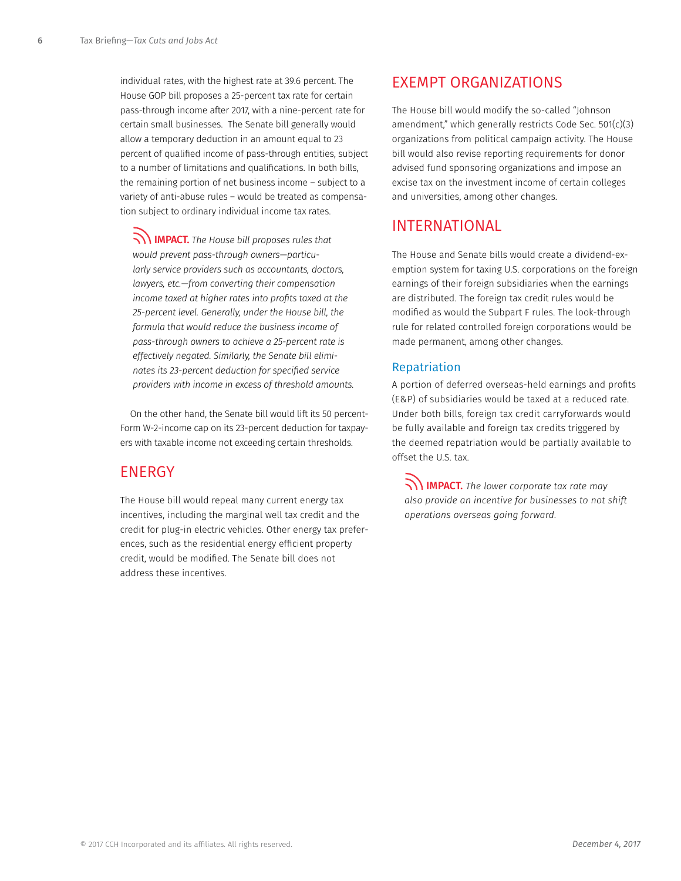individual rates, with the highest rate at 39.6 percent. The House GOP bill proposes a 25-percent tax rate for certain pass-through income after 2017, with a nine-percent rate for certain small businesses. The Senate bill generally would allow a temporary deduction in an amount equal to 23 percent of qualified income of pass-through entities, subject to a number of limitations and qualifications. In both bills, the remaining portion of net business income – subject to a variety of anti-abuse rules – would be treated as compensation subject to ordinary individual income tax rates.

> **IMPACT.** *The House bill proposes rules that would prevent pass-through owners—particularly service providers such as accountants, doctors, lawyers, etc.—from converting their compensation income taxed at higher rates into profits taxed at the 25-percent level. Generally, under the House bill, the formula that would reduce the business income of pass-through owners to achieve a 25-percent rate is effectively negated. Similarly, the Senate bill eliminates its 23-percent deduction for specified service providers with income in excess of threshold amounts.*

On the other hand, the Senate bill would lift its 50 percent-Form W-2-income cap on its 23-percent deduction for taxpayers with taxable income not exceeding certain thresholds.

## ENERGY

The House bill would repeal many current energy tax incentives, including the marginal well tax credit and the credit for plug-in electric vehicles. Other energy tax preferences, such as the residential energy efficient property credit, would be modified. The Senate bill does not address these incentives.

## EXEMPT ORGANIZATIONS

The House bill would modify the so-called "Johnson amendment," which generally restricts Code Sec. 501(c)(3) organizations from political campaign activity. The House bill would also revise reporting requirements for donor advised fund sponsoring organizations and impose an excise tax on the investment income of certain colleges and universities, among other changes.

## INTERNATIONAL

The House and Senate bills would create a dividend-exemption system for taxing U.S. corporations on the foreign earnings of their foreign subsidiaries when the earnings are distributed. The foreign tax credit rules would be modified as would the Subpart F rules. The look-through rule for related controlled foreign corporations would be made permanent, among other changes.

### Repatriation

A portion of deferred overseas-held earnings and profits (E&P) of subsidiaries would be taxed at a reduced rate. Under both bills, foreign tax credit carryforwards would be fully available and foreign tax credits triggered by the deemed repatriation would be partially available to offset the U.S. tax.

> **IMPACT.** *The lower corporate tax rate may also provide an incentive for businesses to not shift operations overseas going forward.*